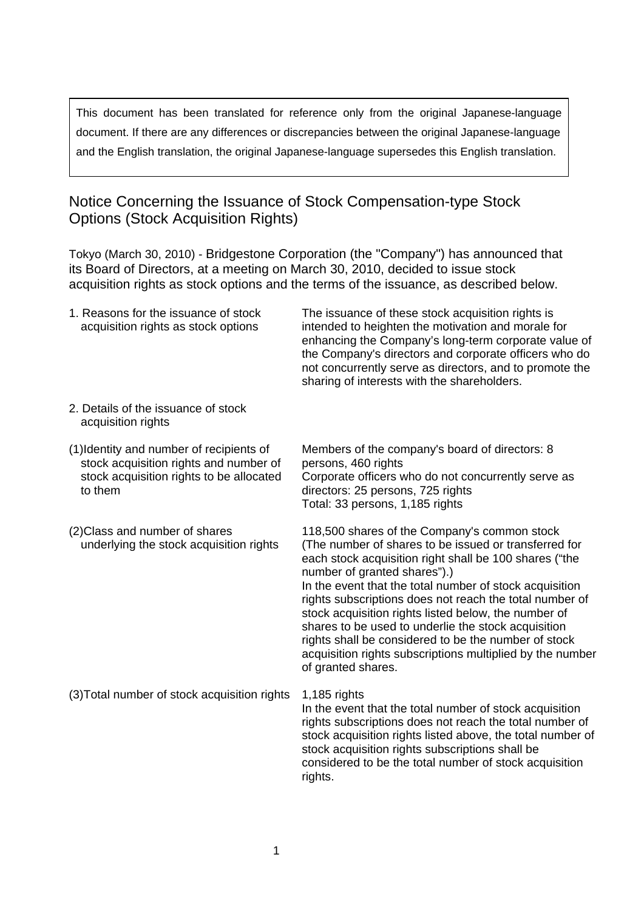> This document has been translated for reference only from the original Japanese-language document. If there are any differences or discrepancies between the original Japanese-language and the English translation, the original Japanese-language supersedes this English translation.

# Notice Concerning the Issuance of Stock Compensation-type Stock Options (Stock Acquisition Rights)

Tokyo (March 30, 2010) - Bridgestone Corporation (the "Company") has announced that its Board of Directors, at a meeting on March 30, 2010, decided to issue stock acquisition rights as stock options and the terms of the issuance, as described below.

| | |
|---|---|
| 1. Reasons for the issuance of stock acquisition rights as stock options | The issuance of these stock acquisition rights is intended to heighten the motivation and morale for enhancing the Company's long-term corporate value of the Company's directors and corporate officers who do not concurrently serve as directors, and to promote the sharing of interests with the shareholders. |
| 2. Details of the issuance of stock acquisition rights | |
| (1)Identity and number of recipients of stock acquisition rights and number of stock acquisition rights to be allocated to them | Members of the company's board of directors: 8 persons, 460 rights<br>Corporate officers who do not concurrently serve as directors: 25 persons, 725 rights<br>Total: 33 persons, 1,185 rights |
| (2)Class and number of shares underlying the stock acquisition rights | 118,500 shares of the Company's common stock (The number of shares to be issued or transferred for each stock acquisition right shall be 100 shares ("the number of granted shares").)<br>In the event that the total number of stock acquisition rights subscriptions does not reach the total number of stock acquisition rights listed below, the number of shares to be used to underlie the stock acquisition rights shall be considered to be the number of stock acquisition rights subscriptions multiplied by the number of granted shares. |
| (3)Total number of stock acquisition rights | 1,185 rights<br>In the event that the total number of stock acquisition rights subscriptions does not reach the total number of stock acquisition rights listed above, the total number of stock acquisition rights subscriptions shall be considered to be the total number of stock acquisition rights. |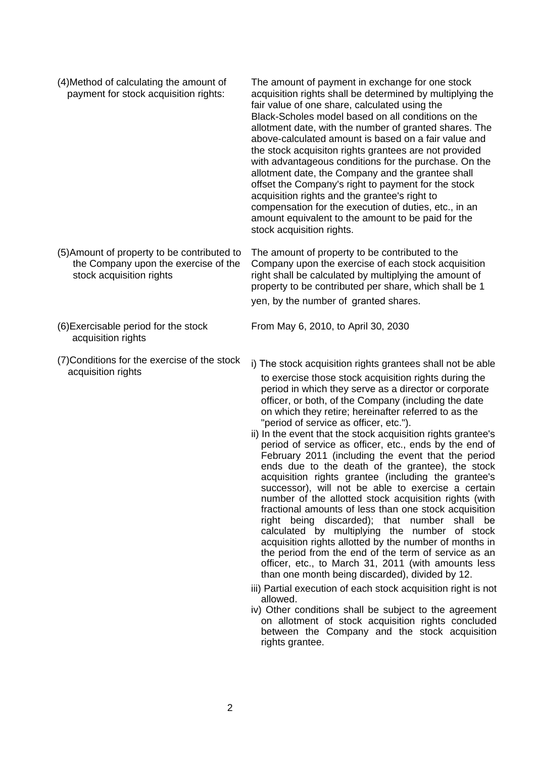| | |
|---|---|
| (4)Method of calculating the amount of payment for stock acquisition rights: | The amount of payment in exchange for one stock acquisition rights shall be determined by multiplying the fair value of one share, calculated using the Black-Scholes model based on all conditions on the allotment date, with the number of granted shares. The above-calculated amount is based on a fair value and the stock acquisiton rights grantees are not provided with advantageous conditions for the purchase. On the allotment date, the Company and the grantee shall offset the Company's right to payment for the stock acquisition rights and the grantee's right to compensation for the execution of duties, etc., in an amount equivalent to the amount to be paid for the stock acquisition rights. |
| (5)Amount of property to be contributed to the Company upon the exercise of the stock acquisition rights | The amount of property to be contributed to the Company upon the exercise of each stock acquisition right shall be calculated by multiplying the amount of property to be contributed per share, which shall be 1 yen, by the number of granted shares. |
| (6)Exercisable period for the stock acquisition rights | From May 6, 2010, to April 30, 2030 |
| (7)Conditions for the exercise of the stock acquisition rights | i) The stock acquisition rights grantees shall not be able to exercise those stock acquisition rights during the period in which they serve as a director or corporate officer, or both, of the Company (including the date on which they retire; hereinafter referred to as the "period of service as officer, etc.").<br>ii) In the event that the stock acquisition rights grantee's period of service as officer, etc., ends by the end of February 2011 (including the event that the period ends due to the death of the grantee), the stock acquisition rights grantee (including the grantee's successor), will not be able to exercise a certain number of the allotted stock acquisition rights (with fractional amounts of less than one stock acquisition right being discarded); that number shall be calculated by multiplying the number of stock acquisition rights allotted by the number of months in the period from the end of the term of service as an officer, etc., to March 31, 2011 (with amounts less than one month being discarded), divided by 12.<br>iii) Partial execution of each stock acquisition right is not allowed.<br>iv) Other conditions shall be subject to the agreement on allotment of stock acquisition rights concluded between the Company and the stock acquisition rights grantee. |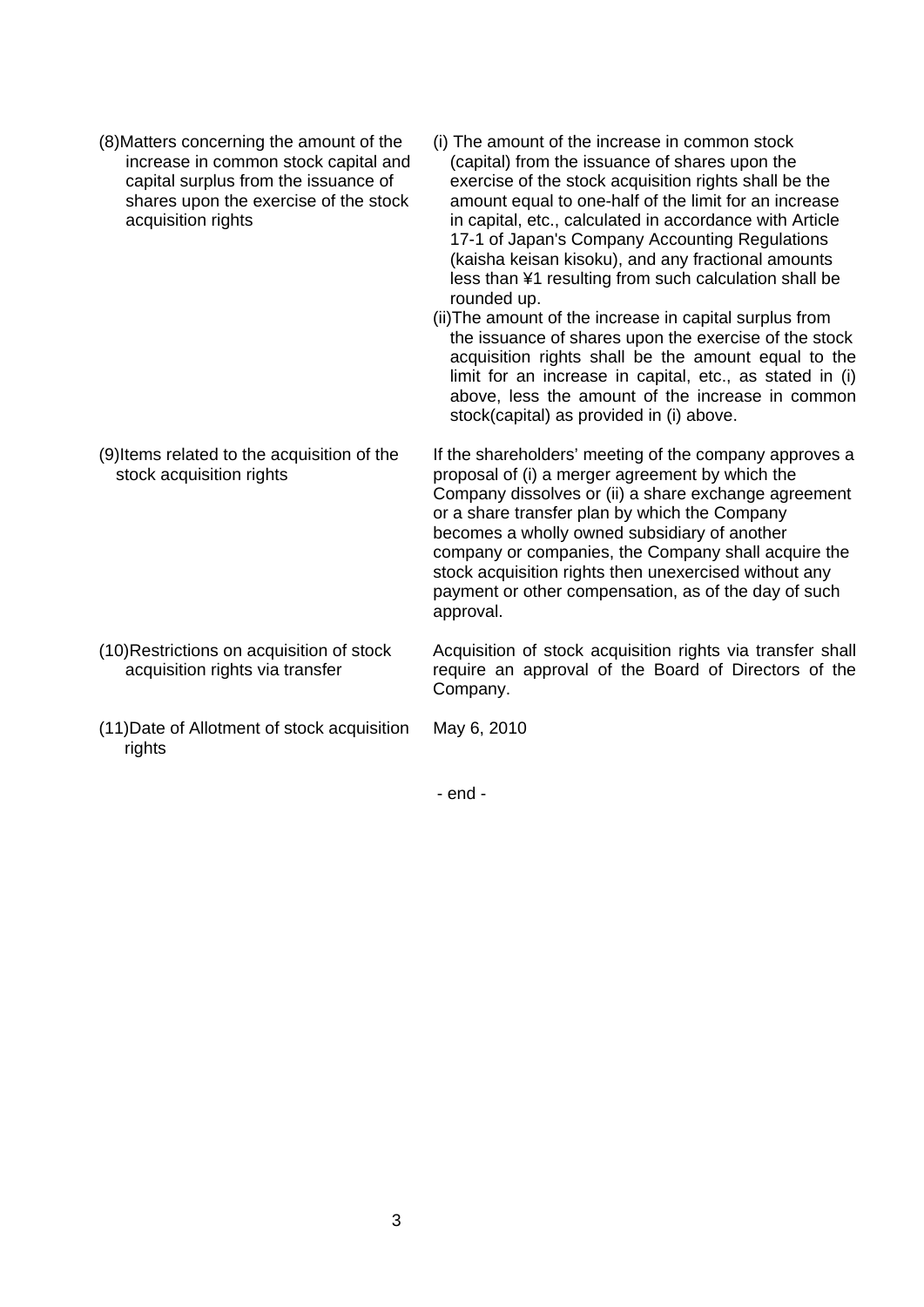| | |
|---|---|
| (8) Matters concerning the amount of the increase in common stock capital and capital surplus from the issuance of shares upon the exercise of the stock acquisition rights | (i) The amount of the increase in common stock (capital) from the issuance of shares upon the exercise of the stock acquisition rights shall be the amount equal to one-half of the limit for an increase in capital, etc., calculated in accordance with Article 17-1 of Japan's Company Accounting Regulations (kaisha keisan kisoku), and any fractional amounts less than ¥1 resulting from such calculation shall be rounded up.<br>(ii) The amount of the increase in capital surplus from the issuance of shares upon the exercise of the stock acquisition rights shall be the amount equal to the limit for an increase in capital, etc., as stated in (i) above, less the amount of the increase in common stock(capital) as provided in (i) above. |
| (9) Items related to the acquisition of the stock acquisition rights | If the shareholders' meeting of the company approves a proposal of (i) a merger agreement by which the Company dissolves or (ii) a share exchange agreement or a share transfer plan by which the Company becomes a wholly owned subsidiary of another company or companies, the Company shall acquire the stock acquisition rights then unexercised without any payment or other compensation, as of the day of such approval. |
| (10) Restrictions on acquisition of stock acquisition rights via transfer | Acquisition of stock acquisition rights via transfer shall require an approval of the Board of Directors of the Company. |
| (11) Date of Allotment of stock acquisition rights | May 6, 2010 |

- end -